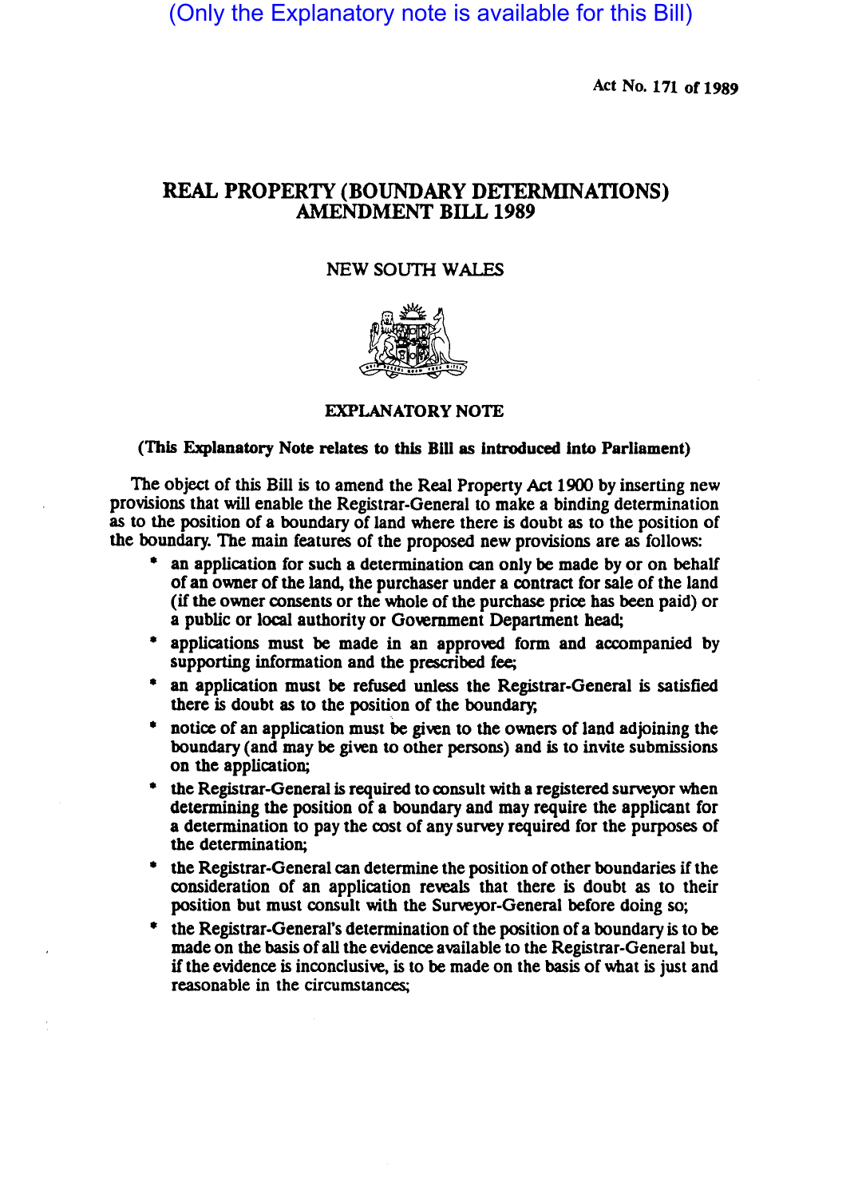(Only the Explanatory note is available for this Bill)

Act No. 171 of 1989

# REAL PROPERTY (BOUNDARY DETERMINATIONS) AMENDMENT BILL 1989

NEW SOUTH WALES

## EXPLANATORY NOTE

**(This Explanatory Note relates to this Bill as introduced into Parliament)**

The object of this Bill is to amend the Real Property Act 1900 by inserting new provisions that will enable the Registrar-General to make a binding determination as to the position of a boundary of land where there is doubt as to the position of the boundary. The main features of the proposed new provisions are as follows:

- an application for such a determination can only be made by or on behalf of an owner of the land, the purchaser under a contract for sale of the land (if the owner consents or the whole of the purchase price has been paid) or a public or local authority or Government Department head;
- applications must be made in an approved form and accompanied by supporting information and the prescribed fee;
- an application must be refused unless the Registrar-General is satisfied there is doubt as to the position of the boundary;
- notice of an application must be given to the owners of land adjoining the boundary (and may be given to other persons) and is to invite submissions on the application;
- the Registrar-General is required to consult with a registered surveyor when determining the position of a boundary and may require the applicant for a determination to pay the cost of any survey required for the purposes of the determination;
- the Registrar-General can determine the position of other boundaries if the consideration of an application reveals that there is doubt as to their position but must consult with the Surveyor-General before doing so;
- the Registrar-General's determination of the position of a boundary is to be made on the basis of all the evidence available to the Registrar-General but, if the evidence is inconclusive, is to be made on the basis of what is just and reasonable in the circumstances;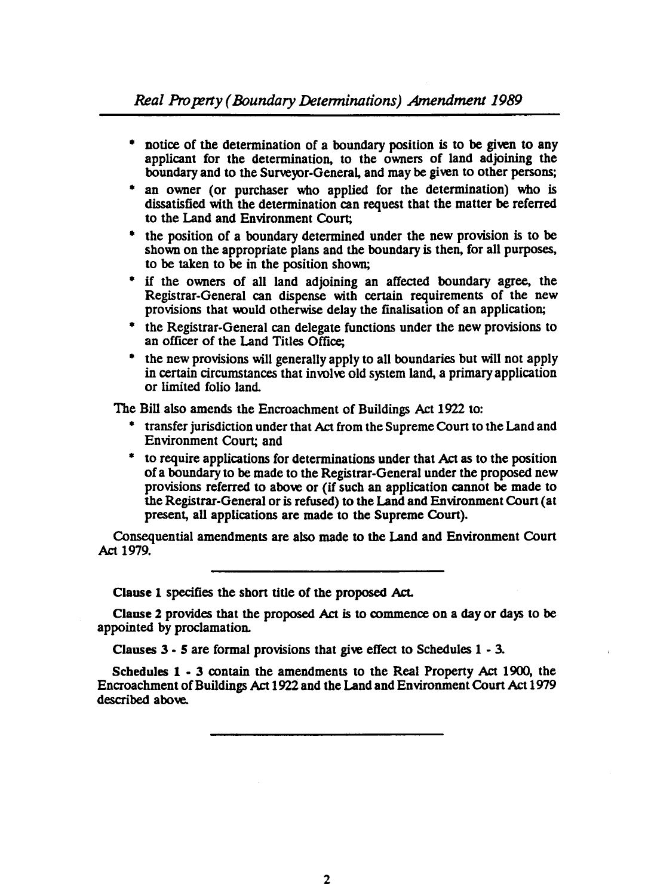- notice of the determination of a boundary position is to be given to any applicant for the determination, to the owners of land adjoining the boundary and to the Surveyor-General, and may be given to other persons;
- an owner (or purchaser who applied for the determination) who is dissatisfied with the determination can request that the matter be referred to the Land and Environment Court;
- the position of a boundary determined under the new provision is to be shown on the appropriate plans and the boundary is then, for all purposes, to be taken to be in the position shown;
- if the owners of all land adjoining an affected boundary agree, the Registrar-General can dispense with certain requirements of the new provisions that would otherwise delay the finalisation of an application;
- the Registrar-General can delegate functions under the new provisions to an officer of the Land Titles Office;
- the new provisions will generally apply to all boundaries but will not apply in certain circumstances that involve old system land, a primary application or limited folio land.

The Bill also amends the Encroachment of Buildings Act 1922 to:

- transfer jurisdiction under that Act from the Supreme Court to the Land and Environment Court; and
- to require applications for determinations under that Act as to the position of a boundary to be made to the Registrar-General under the proposed new provisions referred to above or (if such an application cannot be made to the Registrar-General or is refused) to the Land and Environment Court (at present, all applications are made to the Supreme Court).

Consequential amendments are also made to the Land and Environment Court Act 1979.

---

**Clause 1** specifies the short title of the proposed Act.

**Clause 2** provides that the proposed Act is to commence on a day or days to be appointed by proclamation.

**Clauses 3 - 5** are formal provisions that give effect to Schedules 1 - 3.

**Schedules 1 - 3** contain the amendments to the Real Property Act 1900, the Encroachment of Buildings Act 1922 and the Land and Environment Court Act 1979 described above.

---